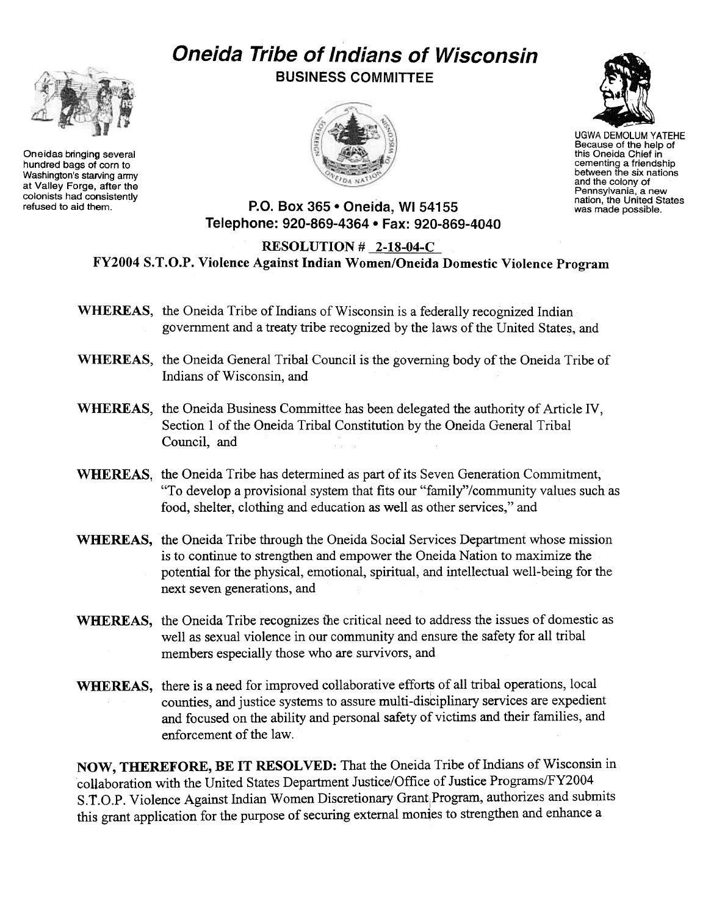# Oneida Tribe of Indians of Wisconsin

## BUSINESS COMMITTEE

Oneidas bringing several hundred bags of corn to Washington's starving army at Valley Forge, after the colonists had consistently refused to aid them.

UGWA DEMOLUM YATEHE
Because of the help of this Oneida Chief in cementing a friendship between the six nations and the colony of Pennsylvania, a new nation, the United States was made possible.

**P.O. Box 365 • Oneida, WI 54155**
**Telephone: 920-869-4364 • Fax: 920-869-4040**

**RESOLUTION # 2-18-04-C**
**FY2004 S.T.O.P. Violence Against Indian Women/Oneida Domestic Violence Program**

**WHEREAS,** the Oneida Tribe of Indians of Wisconsin is a federally recognized Indian government and a treaty tribe recognized by the laws of the United States, and

**WHEREAS,** the Oneida General Tribal Council is the governing body of the Oneida Tribe of Indians of Wisconsin, and

**WHEREAS,** the Oneida Business Committee has been delegated the authority of Article IV, Section 1 of the Oneida Tribal Constitution by the Oneida General Tribal Council, and

**WHEREAS,** the Oneida Tribe has determined as part of its Seven Generation Commitment, "To develop a provisional system that fits our "family"/community values such as food, shelter, clothing and education as well as other services," and

**WHEREAS,** the Oneida Tribe through the Oneida Social Services Department whose mission is to continue to strengthen and empower the Oneida Nation to maximize the potential for the physical, emotional, spiritual, and intellectual well-being for the next seven generations, and

**WHEREAS,** the Oneida Tribe recognizes the critical need to address the issues of domestic as well as sexual violence in our community and ensure the safety for all tribal members especially those who are survivors, and

**WHEREAS,** there is a need for improved collaborative efforts of all tribal operations, local counties, and justice systems to assure multi-disciplinary services are expedient and focused on the ability and personal safety of victims and their families, and enforcement of the law.

**NOW, THEREFORE, BE IT RESOLVED:** That the Oneida Tribe of Indians of Wisconsin in collaboration with the United States Department Justice/Office of Justice Programs/FY2004 S.T.O.P. Violence Against Indian Women Discretionary Grant Program, authorizes and submits this grant application for the purpose of securing external monies to strengthen and enhance a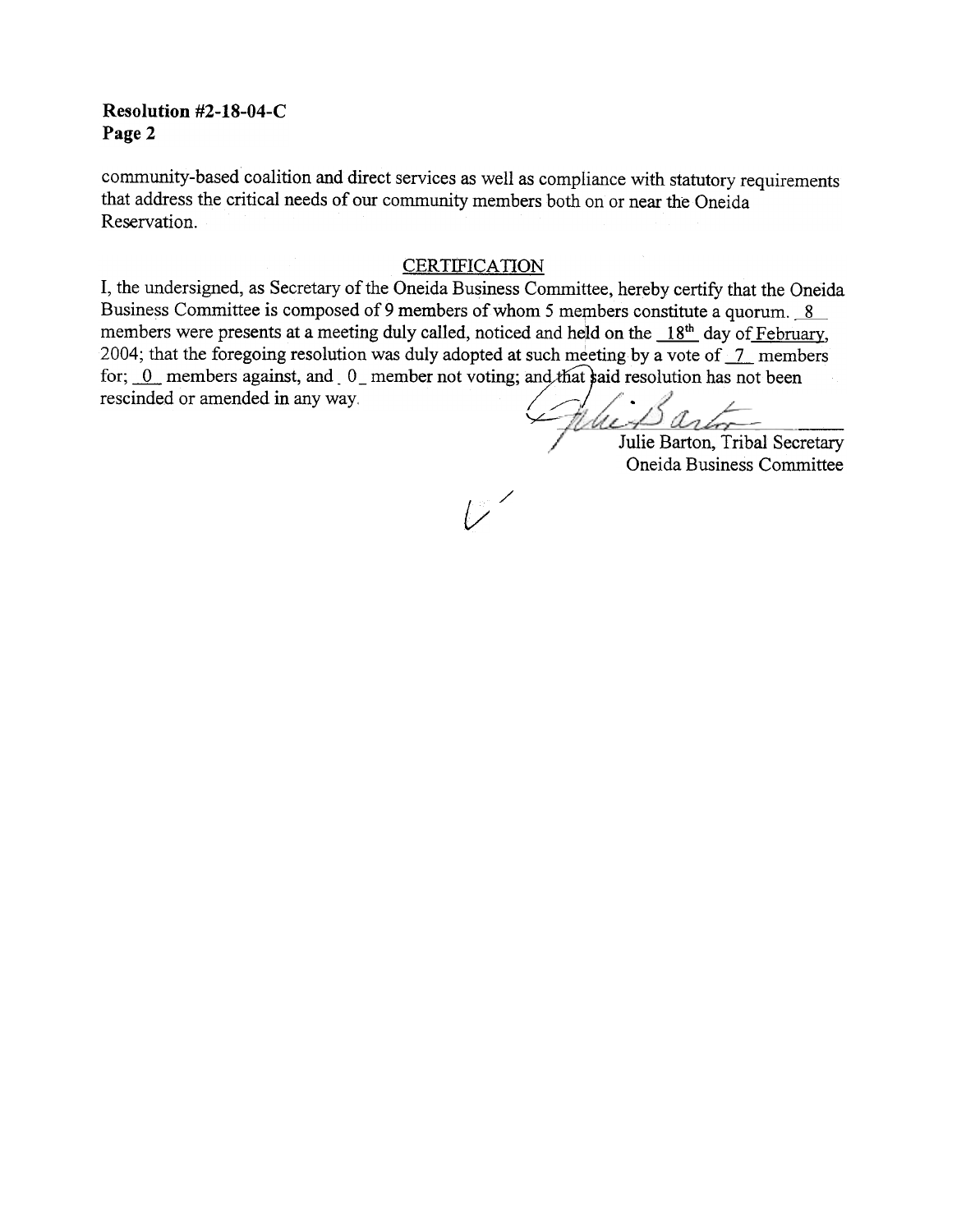**Resolution #2-18-04-C**
**Page 2**

community-based coalition and direct services as well as compliance with statutory requirements that address the critical needs of our community members both on or near the Oneida Reservation.

## CERTIFICATION

I, the undersigned, as Secretary of the Oneida Business Committee, hereby certify that the Oneida Business Committee is composed of 9 members of whom 5 members constitute a quorum. 8 members were presents at a meeting duly called, noticed and held on the 18th day of February, 2004; that the foregoing resolution was duly adopted at such meeting by a vote of 7 members for; 0 members against, and 0 member not voting; and that said resolution has not been rescinded or amended in any way.

Julie Barton, Tribal Secretary
Oneida Business Committee